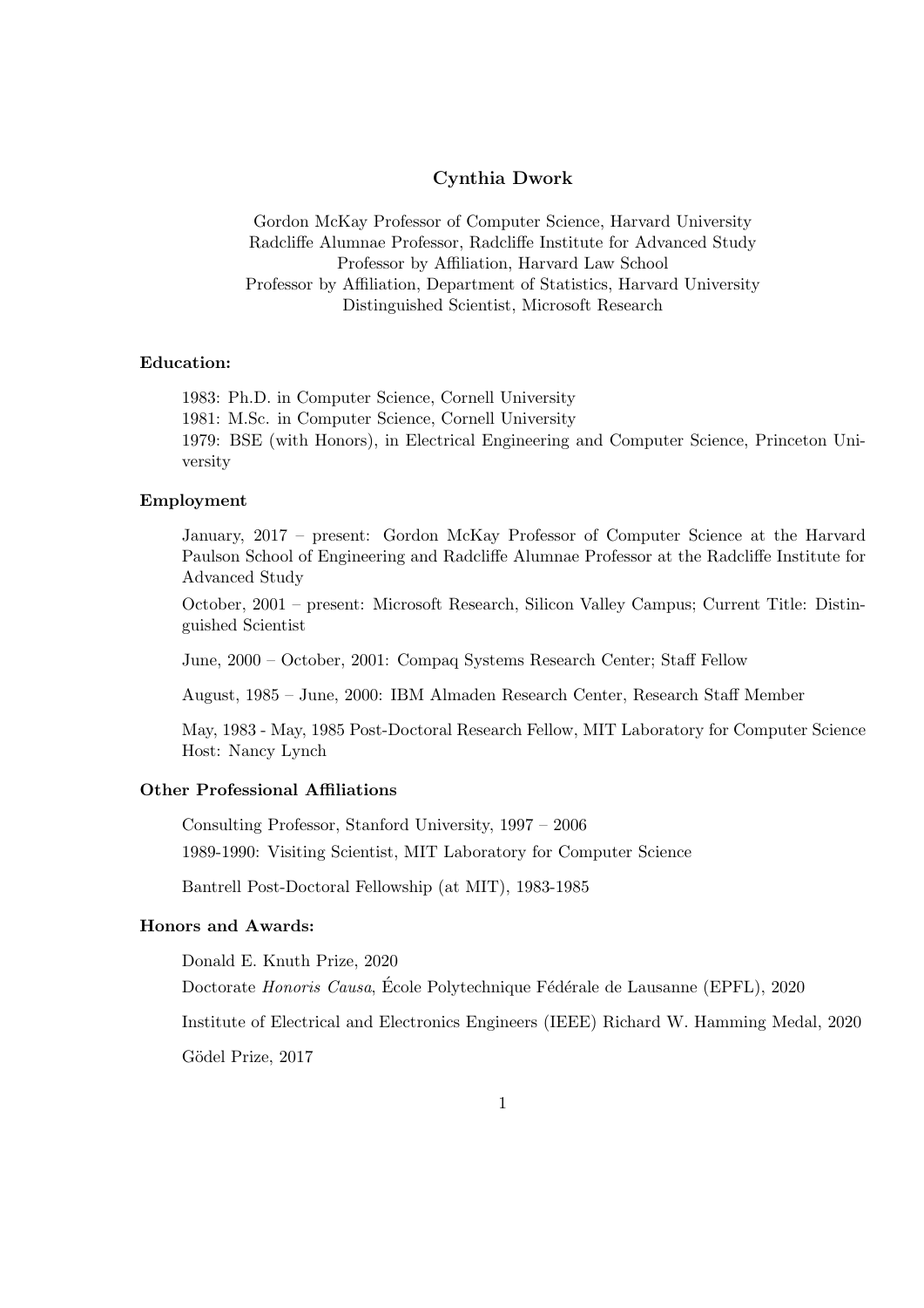# Cynthia Dwork

Gordon McKay Professor of Computer Science, Harvard University
Radcliffe Alumnae Professor, Radcliffe Institute for Advanced Study
Professor by Affiliation, Harvard Law School
Professor by Affiliation, Department of Statistics, Harvard University
Distinguished Scientist, Microsoft Research

## Education:

1983: Ph.D. in Computer Science, Cornell University
1981: M.Sc. in Computer Science, Cornell University
1979: BSE (with Honors), in Electrical Engineering and Computer Science, Princeton University

## Employment

January, 2017 – present: Gordon McKay Professor of Computer Science at the Harvard Paulson School of Engineering and Radcliffe Alumnae Professor at the Radcliffe Institute for Advanced Study

October, 2001 – present: Microsoft Research, Silicon Valley Campus; Current Title: Distinguished Scientist

June, 2000 – October, 2001: Compaq Systems Research Center; Staff Fellow

August, 1985 – June, 2000: IBM Almaden Research Center, Research Staff Member

May, 1983 - May, 1985 Post-Doctoral Research Fellow, MIT Laboratory for Computer Science Host: Nancy Lynch

## Other Professional Affiliations

Consulting Professor, Stanford University, 1997 – 2006

1989-1990: Visiting Scientist, MIT Laboratory for Computer Science

Bantrell Post-Doctoral Fellowship (at MIT), 1983-1985

## Honors and Awards:

Donald E. Knuth Prize, 2020

Doctorate *Honoris Causa*, École Polytechnique Fédérale de Lausanne (EPFL), 2020

Institute of Electrical and Electronics Engineers (IEEE) Richard W. Hamming Medal, 2020

Gödel Prize, 2017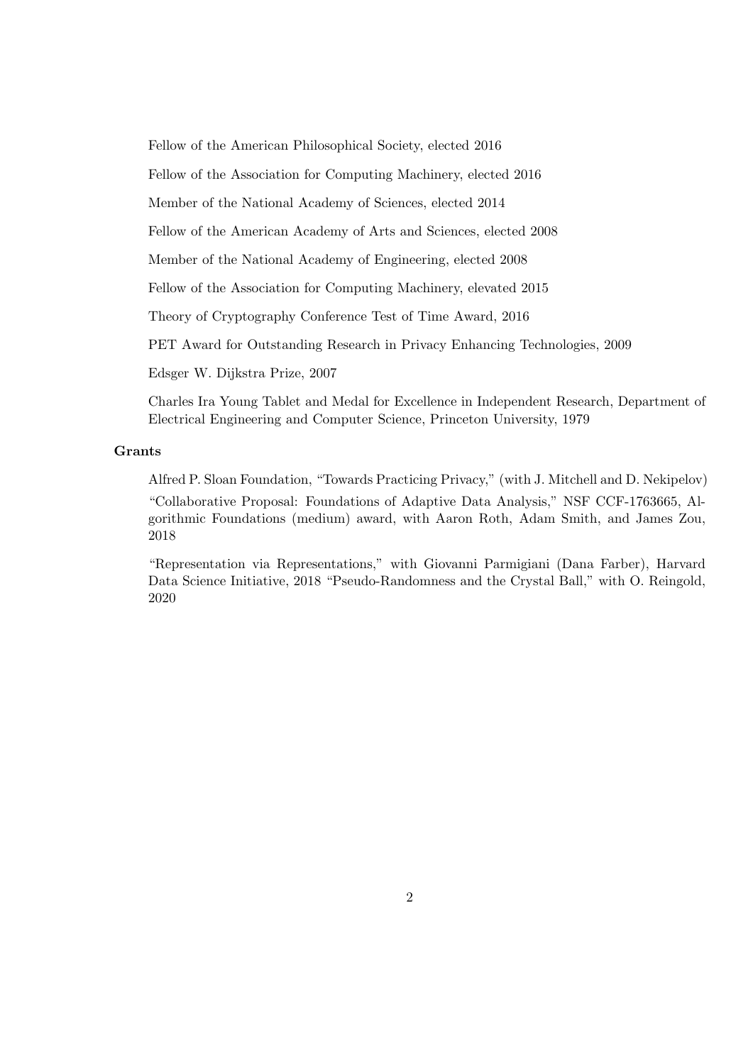Fellow of the American Philosophical Society, elected 2016

Fellow of the Association for Computing Machinery, elected 2016

Member of the National Academy of Sciences, elected 2014

Fellow of the American Academy of Arts and Sciences, elected 2008

Member of the National Academy of Engineering, elected 2008

Fellow of the Association for Computing Machinery, elevated 2015

Theory of Cryptography Conference Test of Time Award, 2016

PET Award for Outstanding Research in Privacy Enhancing Technologies, 2009

Edsger W. Dijkstra Prize, 2007

Charles Ira Young Tablet and Medal for Excellence in Independent Research, Department of Electrical Engineering and Computer Science, Princeton University, 1979

**Grants**

Alfred P. Sloan Foundation, "Towards Practicing Privacy," (with J. Mitchell and D. Nekipelov)

"Collaborative Proposal: Foundations of Adaptive Data Analysis," NSF CCF-1763665, Algorithmic Foundations (medium) award, with Aaron Roth, Adam Smith, and James Zou, 2018

"Representation via Representations," with Giovanni Parmigiani (Dana Farber), Harvard Data Science Initiative, 2018 "Pseudo-Randomness and the Crystal Ball," with O. Reingold, 2020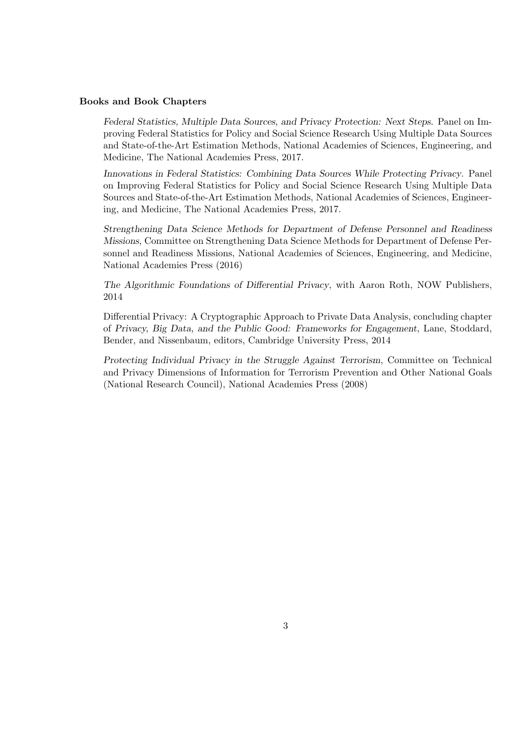**Books and Book Chapters**

*Federal Statistics, Multiple Data Sources, and Privacy Protection: Next Steps*. Panel on Improving Federal Statistics for Policy and Social Science Research Using Multiple Data Sources and State-of-the-Art Estimation Methods, National Academies of Sciences, Engineering, and Medicine, The National Academies Press, 2017.

*Innovations in Federal Statistics: Combining Data Sources While Protecting Privacy*. Panel on Improving Federal Statistics for Policy and Social Science Research Using Multiple Data Sources and State-of-the-Art Estimation Methods, National Academies of Sciences, Engineering, and Medicine, The National Academies Press, 2017.

*Strengthening Data Science Methods for Department of Defense Personnel and Readiness Missions*, Committee on Strengthening Data Science Methods for Department of Defense Personnel and Readiness Missions, National Academies of Sciences, Engineering, and Medicine, National Academies Press (2016)

*The Algorithmic Foundations of Differential Privacy*, with Aaron Roth, NOW Publishers, 2014

Differential Privacy: A Cryptographic Approach to Private Data Analysis, concluding chapter of *Privacy, Big Data, and the Public Good: Frameworks for Engagement*, Lane, Stoddard, Bender, and Nissenbaum, editors, Cambridge University Press, 2014

*Protecting Individual Privacy in the Struggle Against Terrorism*, Committee on Technical and Privacy Dimensions of Information for Terrorism Prevention and Other National Goals (National Research Council), National Academies Press (2008)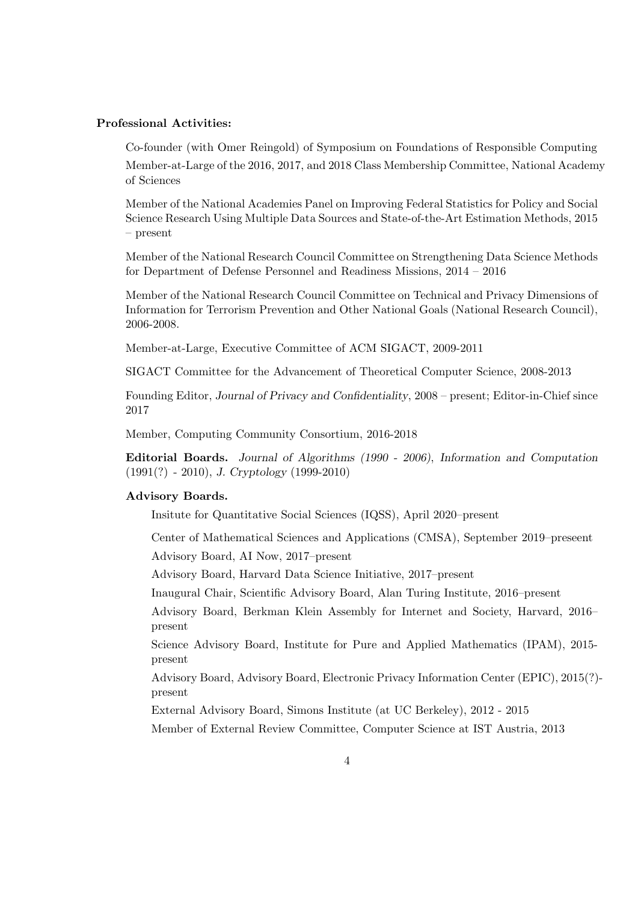**Professional Activities:**

Co-founder (with Omer Reingold) of Symposium on Foundations of Responsible Computing

Member-at-Large of the 2016, 2017, and 2018 Class Membership Committee, National Academy of Sciences

Member of the National Academies Panel on Improving Federal Statistics for Policy and Social Science Research Using Multiple Data Sources and State-of-the-Art Estimation Methods, 2015 – present

Member of the National Research Council Committee on Strengthening Data Science Methods for Department of Defense Personnel and Readiness Missions, 2014 – 2016

Member of the National Research Council Committee on Technical and Privacy Dimensions of Information for Terrorism Prevention and Other National Goals (National Research Council), 2006-2008.

Member-at-Large, Executive Committee of ACM SIGACT, 2009-2011

SIGACT Committee for the Advancement of Theoretical Computer Science, 2008-2013

Founding Editor, *Journal of Privacy and Confidentiality*, 2008 – present; Editor-in-Chief since 2017

Member, Computing Community Consortium, 2016-2018

**Editorial Boards.** *Journal of Algorithms (1990 - 2006)*, *Information and Computation* (1991(?) - 2010), *J. Cryptology* (1999-2010)

**Advisory Boards.**

Insitute for Quantitative Social Sciences (IQSS), April 2020–present

Center of Mathematical Sciences and Applications (CMSA), September 2019–preseent

Advisory Board, AI Now, 2017–present

Advisory Board, Harvard Data Science Initiative, 2017–present

Inaugural Chair, Scientific Advisory Board, Alan Turing Institute, 2016–present

Advisory Board, Berkman Klein Assembly for Internet and Society, Harvard, 2016–present

Science Advisory Board, Institute for Pure and Applied Mathematics (IPAM), 2015-present

Advisory Board, Advisory Board, Electronic Privacy Information Center (EPIC), 2015(?)-present

External Advisory Board, Simons Institute (at UC Berkeley), 2012 - 2015

Member of External Review Committee, Computer Science at IST Austria, 2013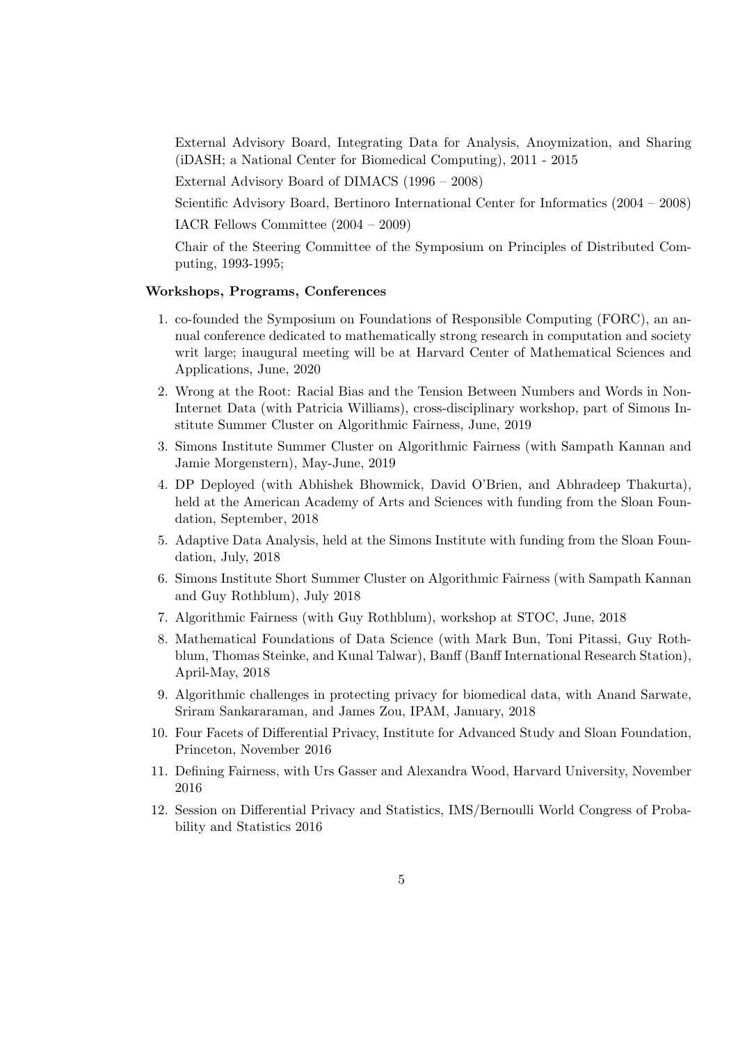External Advisory Board, Integrating Data for Analysis, Anoymization, and Sharing (iDASH; a National Center for Biomedical Computing), 2011 - 2015

External Advisory Board of DIMACS (1996 – 2008)

Scientific Advisory Board, Bertinoro International Center for Informatics (2004 – 2008)

IACR Fellows Committee (2004 – 2009)

Chair of the Steering Committee of the Symposium on Principles of Distributed Computing, 1993-1995;

**Workshops, Programs, Conferences**

1. co-founded the Symposium on Foundations of Responsible Computing (FORC), an annual conference dedicated to mathematically strong research in computation and society writ large; inaugural meeting will be at Harvard Center of Mathematical Sciences and Applications, June, 2020
2. Wrong at the Root: Racial Bias and the Tension Between Numbers and Words in Non-Internet Data (with Patricia Williams), cross-disciplinary workshop, part of Simons Institute Summer Cluster on Algorithmic Fairness, June, 2019
3. Simons Institute Summer Cluster on Algorithmic Fairness (with Sampath Kannan and Jamie Morgenstern), May-June, 2019
4. DP Deployed (with Abhishek Bhowmick, David O'Brien, and Abhradeep Thakurta), held at the American Academy of Arts and Sciences with funding from the Sloan Foundation, September, 2018
5. Adaptive Data Analysis, held at the Simons Institute with funding from the Sloan Foundation, July, 2018
6. Simons Institute Short Summer Cluster on Algorithmic Fairness (with Sampath Kannan and Guy Rothblum), July 2018
7. Algorithmic Fairness (with Guy Rothblum), workshop at STOC, June, 2018
8. Mathematical Foundations of Data Science (with Mark Bun, Toni Pitassi, Guy Rothblum, Thomas Steinke, and Kunal Talwar), Banff (Banff International Research Station), April-May, 2018
9. Algorithmic challenges in protecting privacy for biomedical data, with Anand Sarwate, Sriram Sankararaman, and James Zou, IPAM, January, 2018
10. Four Facets of Differential Privacy, Institute for Advanced Study and Sloan Foundation, Princeton, November 2016
11. Defining Fairness, with Urs Gasser and Alexandra Wood, Harvard University, November 2016
12. Session on Differential Privacy and Statistics, IMS/Bernoulli World Congress of Probability and Statistics 2016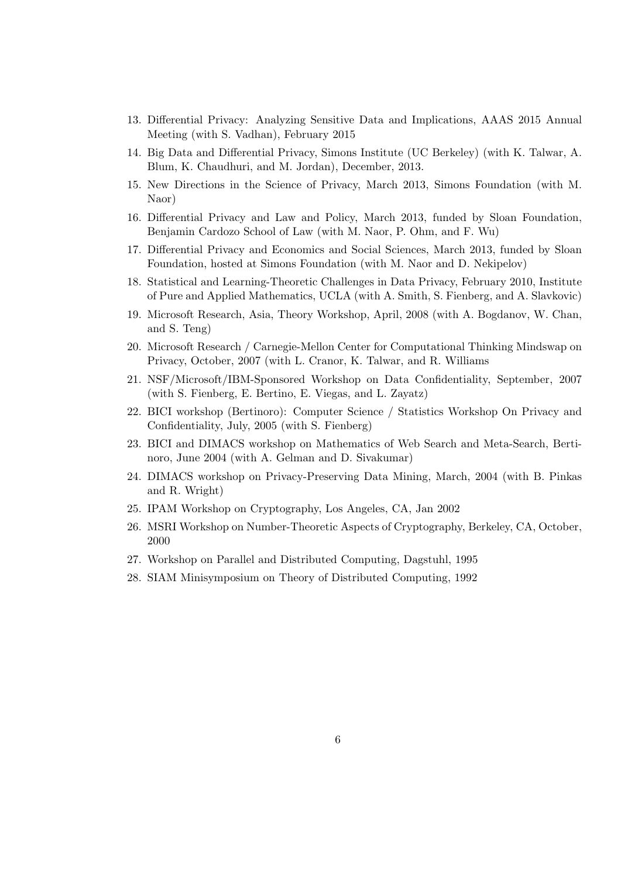13. Differential Privacy: Analyzing Sensitive Data and Implications, AAAS 2015 Annual Meeting (with S. Vadhan), February 2015
14. Big Data and Differential Privacy, Simons Institute (UC Berkeley) (with K. Talwar, A. Blum, K. Chaudhuri, and M. Jordan), December, 2013.
15. New Directions in the Science of Privacy, March 2013, Simons Foundation (with M. Naor)
16. Differential Privacy and Law and Policy, March 2013, funded by Sloan Foundation, Benjamin Cardozo School of Law (with M. Naor, P. Ohm, and F. Wu)
17. Differential Privacy and Economics and Social Sciences, March 2013, funded by Sloan Foundation, hosted at Simons Foundation (with M. Naor and D. Nekipelov)
18. Statistical and Learning-Theoretic Challenges in Data Privacy, February 2010, Institute of Pure and Applied Mathematics, UCLA (with A. Smith, S. Fienberg, and A. Slavkovic)
19. Microsoft Research, Asia, Theory Workshop, April, 2008 (with A. Bogdanov, W. Chan, and S. Teng)
20. Microsoft Research / Carnegie-Mellon Center for Computational Thinking Mindswap on Privacy, October, 2007 (with L. Cranor, K. Talwar, and R. Williams
21. NSF/Microsoft/IBM-Sponsored Workshop on Data Confidentiality, September, 2007 (with S. Fienberg, E. Bertino, E. Viegas, and L. Zayatz)
22. BICI workshop (Bertinoro): Computer Science / Statistics Workshop On Privacy and Confidentiality, July, 2005 (with S. Fienberg)
23. BICI and DIMACS workshop on Mathematics of Web Search and Meta-Search, Bertinoro, June 2004 (with A. Gelman and D. Sivakumar)
24. DIMACS workshop on Privacy-Preserving Data Mining, March, 2004 (with B. Pinkas and R. Wright)
25. IPAM Workshop on Cryptography, Los Angeles, CA, Jan 2002
26. MSRI Workshop on Number-Theoretic Aspects of Cryptography, Berkeley, CA, October, 2000
27. Workshop on Parallel and Distributed Computing, Dagstuhl, 1995
28. SIAM Minisymposium on Theory of Distributed Computing, 1992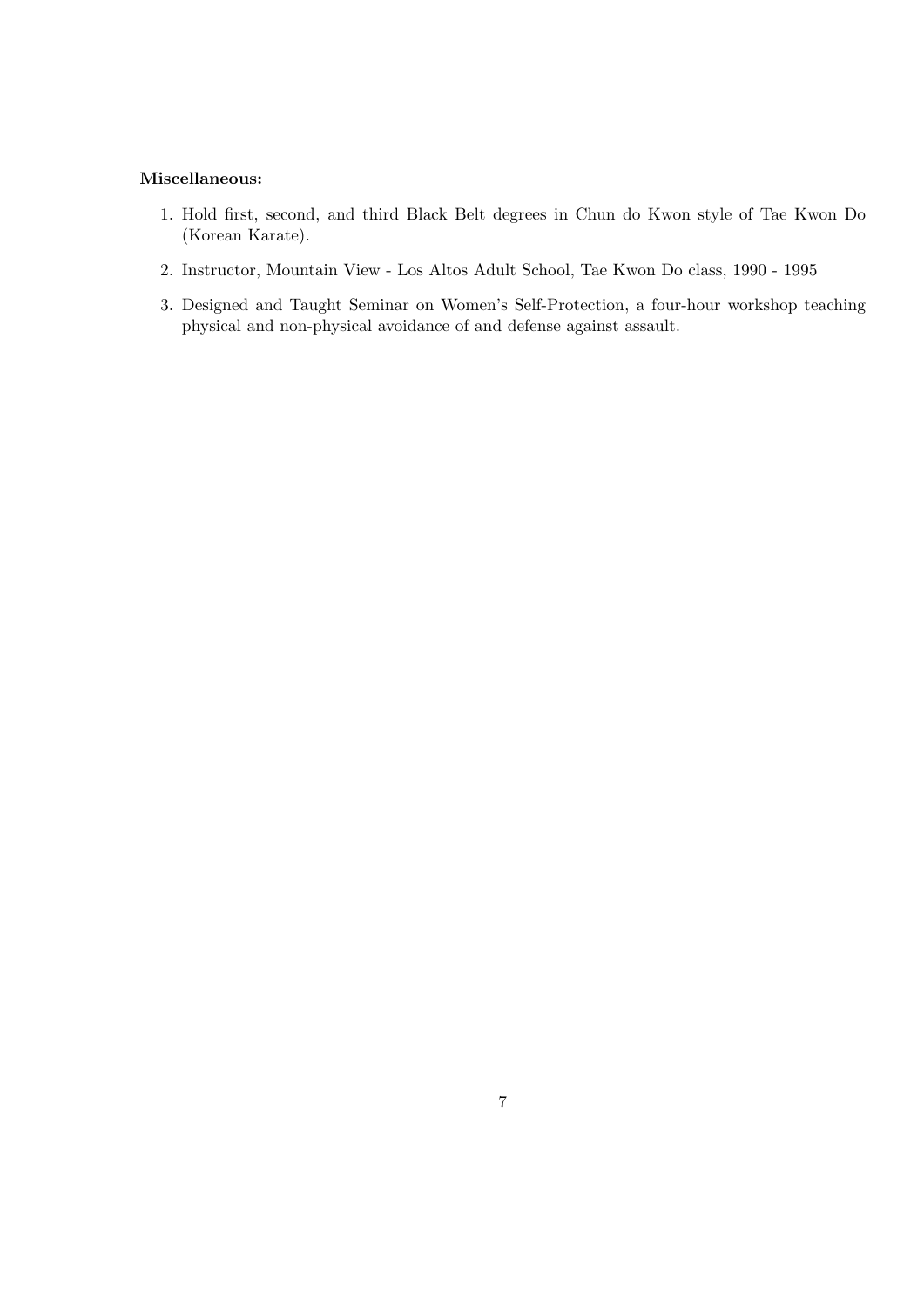**Miscellaneous:**

1. Hold first, second, and third Black Belt degrees in Chun do Kwon style of Tae Kwon Do (Korean Karate).
2. Instructor, Mountain View - Los Altos Adult School, Tae Kwon Do class, 1990 - 1995
3. Designed and Taught Seminar on Women's Self-Protection, a four-hour workshop teaching physical and non-physical avoidance of and defense against assault.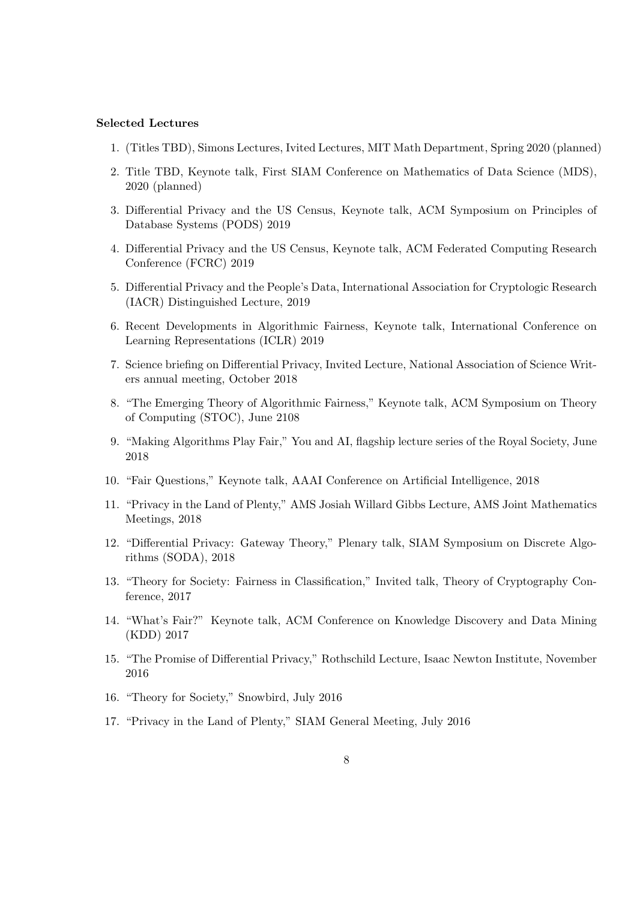**Selected Lectures**

1. (Titles TBD), Simons Lectures, Ivited Lectures, MIT Math Department, Spring 2020 (planned)
2. Title TBD, Keynote talk, First SIAM Conference on Mathematics of Data Science (MDS), 2020 (planned)
3. Differential Privacy and the US Census, Keynote talk, ACM Symposium on Principles of Database Systems (PODS) 2019
4. Differential Privacy and the US Census, Keynote talk, ACM Federated Computing Research Conference (FCRC) 2019
5. Differential Privacy and the People's Data, International Association for Cryptologic Research (IACR) Distinguished Lecture, 2019
6. Recent Developments in Algorithmic Fairness, Keynote talk, International Conference on Learning Representations (ICLR) 2019
7. Science briefing on Differential Privacy, Invited Lecture, National Association of Science Writers annual meeting, October 2018
8. "The Emerging Theory of Algorithmic Fairness," Keynote talk, ACM Symposium on Theory of Computing (STOC), June 2108
9. "Making Algorithms Play Fair," You and AI, flagship lecture series of the Royal Society, June 2018
10. "Fair Questions," Keynote talk, AAAI Conference on Artificial Intelligence, 2018
11. "Privacy in the Land of Plenty," AMS Josiah Willard Gibbs Lecture, AMS Joint Mathematics Meetings, 2018
12. "Differential Privacy: Gateway Theory," Plenary talk, SIAM Symposium on Discrete Algorithms (SODA), 2018
13. "Theory for Society: Fairness in Classification," Invited talk, Theory of Cryptography Conference, 2017
14. "What's Fair?" Keynote talk, ACM Conference on Knowledge Discovery and Data Mining (KDD) 2017
15. "The Promise of Differential Privacy," Rothschild Lecture, Isaac Newton Institute, November 2016
16. "Theory for Society," Snowbird, July 2016
17. "Privacy in the Land of Plenty," SIAM General Meeting, July 2016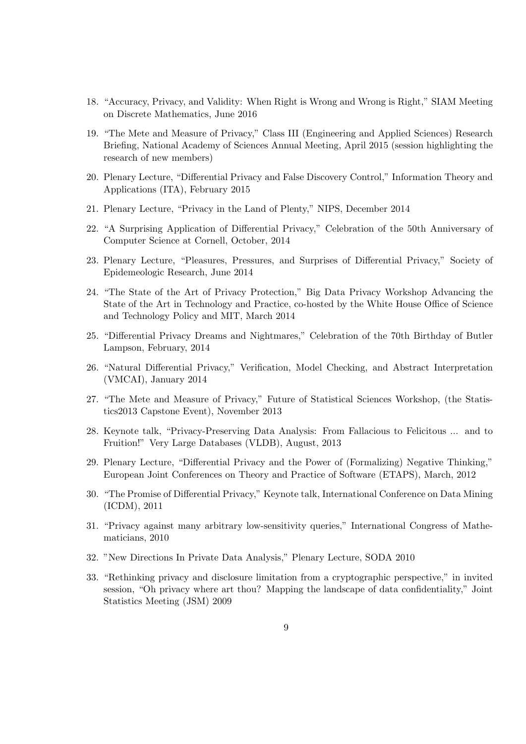18. "Accuracy, Privacy, and Validity: When Right is Wrong and Wrong is Right," SIAM Meeting on Discrete Mathematics, June 2016

19. "The Mete and Measure of Privacy," Class III (Engineering and Applied Sciences) Research Briefing, National Academy of Sciences Annual Meeting, April 2015 (session highlighting the research of new members)

20. Plenary Lecture, "Differential Privacy and False Discovery Control," Information Theory and Applications (ITA), February 2015

21. Plenary Lecture, "Privacy in the Land of Plenty," NIPS, December 2014

22. "A Surprising Application of Differential Privacy," Celebration of the 50th Anniversary of Computer Science at Cornell, October, 2014

23. Plenary Lecture, "Pleasures, Pressures, and Surprises of Differential Privacy," Society of Epidemeologic Research, June 2014

24. "The State of the Art of Privacy Protection," Big Data Privacy Workshop Advancing the State of the Art in Technology and Practice, co-hosted by the White House Office of Science and Technology Policy and MIT, March 2014

25. "Differential Privacy Dreams and Nightmares," Celebration of the 70th Birthday of Butler Lampson, February, 2014

26. "Natural Differential Privacy," Verification, Model Checking, and Abstract Interpretation (VMCAI), January 2014

27. "The Mete and Measure of Privacy," Future of Statistical Sciences Workshop, (the Statistics2013 Capstone Event), November 2013

28. Keynote talk, "Privacy-Preserving Data Analysis: From Fallacious to Felicitous ... and to Fruition!" Very Large Databases (VLDB), August, 2013

29. Plenary Lecture, "Differential Privacy and the Power of (Formalizing) Negative Thinking," European Joint Conferences on Theory and Practice of Software (ETAPS), March, 2012

30. "The Promise of Differential Privacy," Keynote talk, International Conference on Data Mining (ICDM), 2011

31. "Privacy against many arbitrary low-sensitivity queries," International Congress of Mathematicians, 2010

32. "New Directions In Private Data Analysis," Plenary Lecture, SODA 2010

33. "Rethinking privacy and disclosure limitation from a cryptographic perspective," in invited session, "Oh privacy where art thou? Mapping the landscape of data confidentiality," Joint Statistics Meeting (JSM) 2009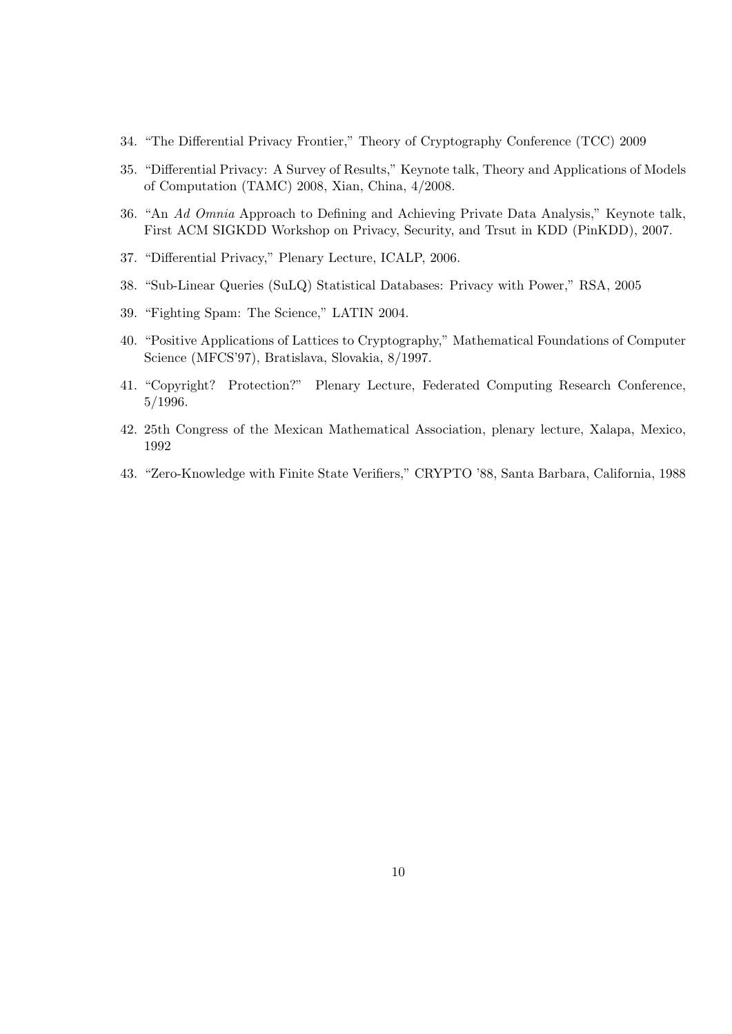34. "The Differential Privacy Frontier," Theory of Cryptography Conference (TCC) 2009
35. "Differential Privacy: A Survey of Results," Keynote talk, Theory and Applications of Models of Computation (TAMC) 2008, Xian, China, 4/2008.
36. "An *Ad Omnia* Approach to Defining and Achieving Private Data Analysis," Keynote talk, First ACM SIGKDD Workshop on Privacy, Security, and Trsut in KDD (PinKDD), 2007.
37. "Differential Privacy," Plenary Lecture, ICALP, 2006.
38. "Sub-Linear Queries (SuLQ) Statistical Databases: Privacy with Power," RSA, 2005
39. "Fighting Spam: The Science," LATIN 2004.
40. "Positive Applications of Lattices to Cryptography," Mathematical Foundations of Computer Science (MFCS'97), Bratislava, Slovakia, 8/1997.
41. "Copyright? Protection?" Plenary Lecture, Federated Computing Research Conference, 5/1996.
42. 25th Congress of the Mexican Mathematical Association, plenary lecture, Xalapa, Mexico, 1992
43. "Zero-Knowledge with Finite State Verifiers," CRYPTO '88, Santa Barbara, California, 1988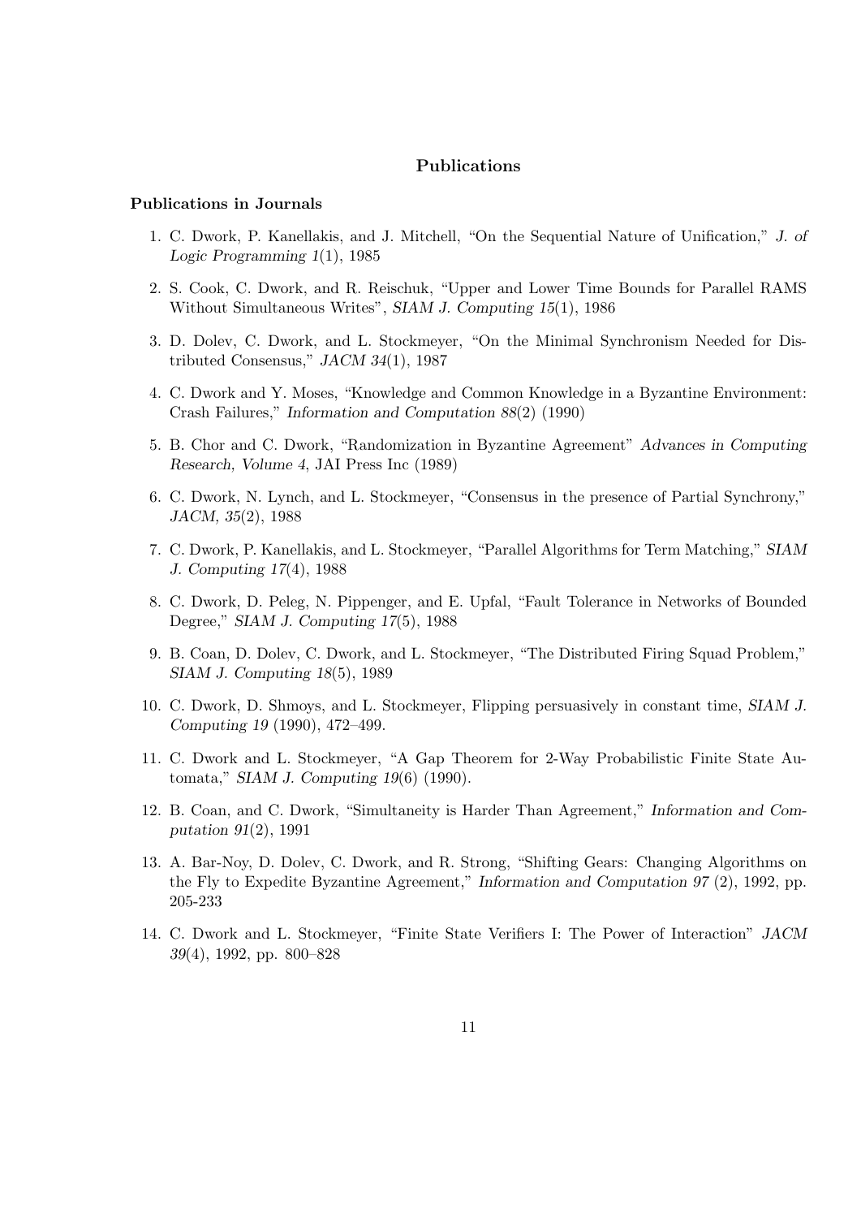## Publications

### Publications in Journals

1. C. Dwork, P. Kanellakis, and J. Mitchell, "On the Sequential Nature of Unification," *J. of Logic Programming 1*(1), 1985
2. S. Cook, C. Dwork, and R. Reischuk, "Upper and Lower Time Bounds for Parallel RAMS Without Simultaneous Writes", *SIAM J. Computing 15*(1), 1986
3. D. Dolev, C. Dwork, and L. Stockmeyer, "On the Minimal Synchronism Needed for Distributed Consensus," *JACM 34*(1), 1987
4. C. Dwork and Y. Moses, "Knowledge and Common Knowledge in a Byzantine Environment: Crash Failures," *Information and Computation 88*(2) (1990)
5. B. Chor and C. Dwork, "Randomization in Byzantine Agreement" *Advances in Computing Research, Volume 4*, JAI Press Inc (1989)
6. C. Dwork, N. Lynch, and L. Stockmeyer, "Consensus in the presence of Partial Synchrony," *JACM, 35*(2), 1988
7. C. Dwork, P. Kanellakis, and L. Stockmeyer, "Parallel Algorithms for Term Matching," *SIAM J. Computing 17*(4), 1988
8. C. Dwork, D. Peleg, N. Pippenger, and E. Upfal, "Fault Tolerance in Networks of Bounded Degree," *SIAM J. Computing 17*(5), 1988
9. B. Coan, D. Dolev, C. Dwork, and L. Stockmeyer, "The Distributed Firing Squad Problem," *SIAM J. Computing 18*(5), 1989
10. C. Dwork, D. Shmoys, and L. Stockmeyer, Flipping persuasively in constant time, *SIAM J. Computing 19* (1990), 472–499.
11. C. Dwork and L. Stockmeyer, "A Gap Theorem for 2-Way Probabilistic Finite State Automata," *SIAM J. Computing 19*(6) (1990).
12. B. Coan, and C. Dwork, "Simultaneity is Harder Than Agreement," *Information and Computation 91*(2), 1991
13. A. Bar-Noy, D. Dolev, C. Dwork, and R. Strong, "Shifting Gears: Changing Algorithms on the Fly to Expedite Byzantine Agreement," *Information and Computation 97* (2), 1992, pp. 205-233
14. C. Dwork and L. Stockmeyer, "Finite State Verifiers I: The Power of Interaction" *JACM 39*(4), 1992, pp. 800–828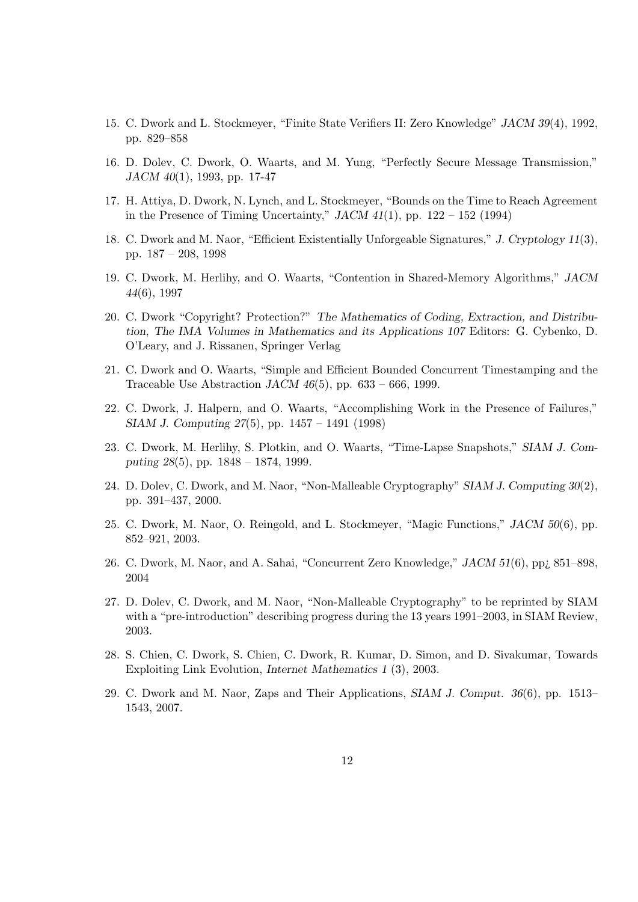15. C. Dwork and L. Stockmeyer, "Finite State Verifiers II: Zero Knowledge" *JACM 39*(4), 1992, pp. 829–858

16. D. Dolev, C. Dwork, O. Waarts, and M. Yung, "Perfectly Secure Message Transmission," *JACM 40*(1), 1993, pp. 17-47

17. H. Attiya, D. Dwork, N. Lynch, and L. Stockmeyer, "Bounds on the Time to Reach Agreement in the Presence of Timing Uncertainty," *JACM 41*(1), pp. 122 – 152 (1994)

18. C. Dwork and M. Naor, "Efficient Existentially Unforgeable Signatures," *J. Cryptology 11*(3), pp. 187 – 208, 1998

19. C. Dwork, M. Herlihy, and O. Waarts, "Contention in Shared-Memory Algorithms," *JACM 44*(6), 1997

20. C. Dwork "Copyright? Protection?" *The Mathematics of Coding, Extraction, and Distribution, The IMA Volumes in Mathematics and its Applications 107* Editors: G. Cybenko, D. O'Leary, and J. Rissanen, Springer Verlag

21. C. Dwork and O. Waarts, "Simple and Efficient Bounded Concurrent Timestamping and the Traceable Use Abstraction *JACM 46*(5), pp. 633 – 666, 1999.

22. C. Dwork, J. Halpern, and O. Waarts, "Accomplishing Work in the Presence of Failures," *SIAM J. Computing 27*(5), pp. 1457 – 1491 (1998)

23. C. Dwork, M. Herlihy, S. Plotkin, and O. Waarts, "Time-Lapse Snapshots," *SIAM J. Computing 28*(5), pp. 1848 – 1874, 1999.

24. D. Dolev, C. Dwork, and M. Naor, "Non-Malleable Cryptography" *SIAM J. Computing 30*(2), pp. 391–437, 2000.

25. C. Dwork, M. Naor, O. Reingold, and L. Stockmeyer, "Magic Functions," *JACM 50*(6), pp. 852–921, 2003.

26. C. Dwork, M. Naor, and A. Sahai, "Concurrent Zero Knowledge," *JACM 51*(6), pp¿ 851–898, 2004

27. D. Dolev, C. Dwork, and M. Naor, "Non-Malleable Cryptography" to be reprinted by SIAM with a "pre-introduction" describing progress during the 13 years 1991–2003, in SIAM Review, 2003.

28. S. Chien, C. Dwork, S. Chien, C. Dwork, R. Kumar, D. Simon, and D. Sivakumar, Towards Exploiting Link Evolution, *Internet Mathematics 1* (3), 2003.

29. C. Dwork and M. Naor, Zaps and Their Applications, *SIAM J. Comput. 36*(6), pp. 1513–1543, 2007.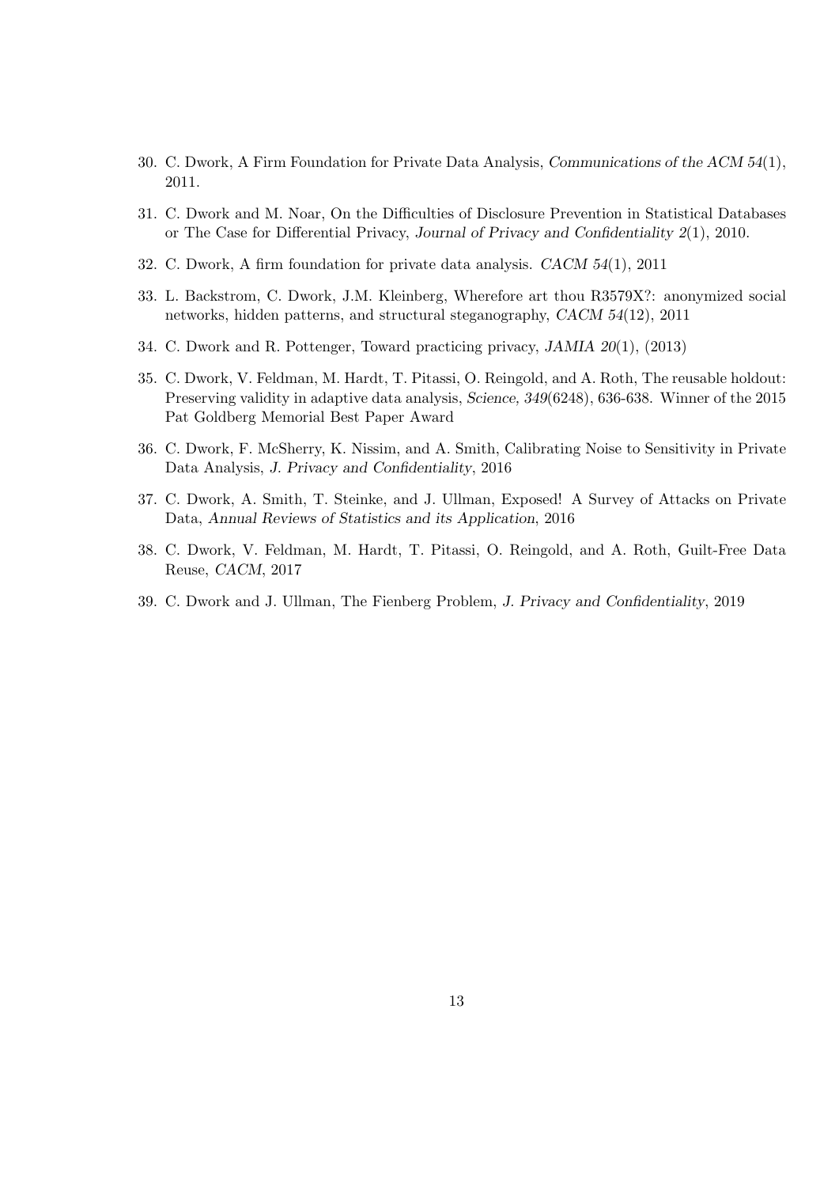30. C. Dwork, A Firm Foundation for Private Data Analysis, *Communications of the ACM 54*(1), 2011.

31. C. Dwork and M. Noar, On the Difficulties of Disclosure Prevention in Statistical Databases or The Case for Differential Privacy, *Journal of Privacy and Confidentiality 2*(1), 2010.

32. C. Dwork, A firm foundation for private data analysis. *CACM 54*(1), 2011

33. L. Backstrom, C. Dwork, J.M. Kleinberg, Wherefore art thou R3579X?: anonymized social networks, hidden patterns, and structural steganography, *CACM 54*(12), 2011

34. C. Dwork and R. Pottenger, Toward practicing privacy, *JAMIA 20*(1), (2013)

35. C. Dwork, V. Feldman, M. Hardt, T. Pitassi, O. Reingold, and A. Roth, The reusable holdout: Preserving validity in adaptive data analysis, *Science, 349*(6248), 636-638. Winner of the 2015 Pat Goldberg Memorial Best Paper Award

36. C. Dwork, F. McSherry, K. Nissim, and A. Smith, Calibrating Noise to Sensitivity in Private Data Analysis, *J. Privacy and Confidentiality*, 2016

37. C. Dwork, A. Smith, T. Steinke, and J. Ullman, Exposed! A Survey of Attacks on Private Data, *Annual Reviews of Statistics and its Application*, 2016

38. C. Dwork, V. Feldman, M. Hardt, T. Pitassi, O. Reingold, and A. Roth, Guilt-Free Data Reuse, *CACM*, 2017

39. C. Dwork and J. Ullman, The Fienberg Problem, *J. Privacy and Confidentiality*, 2019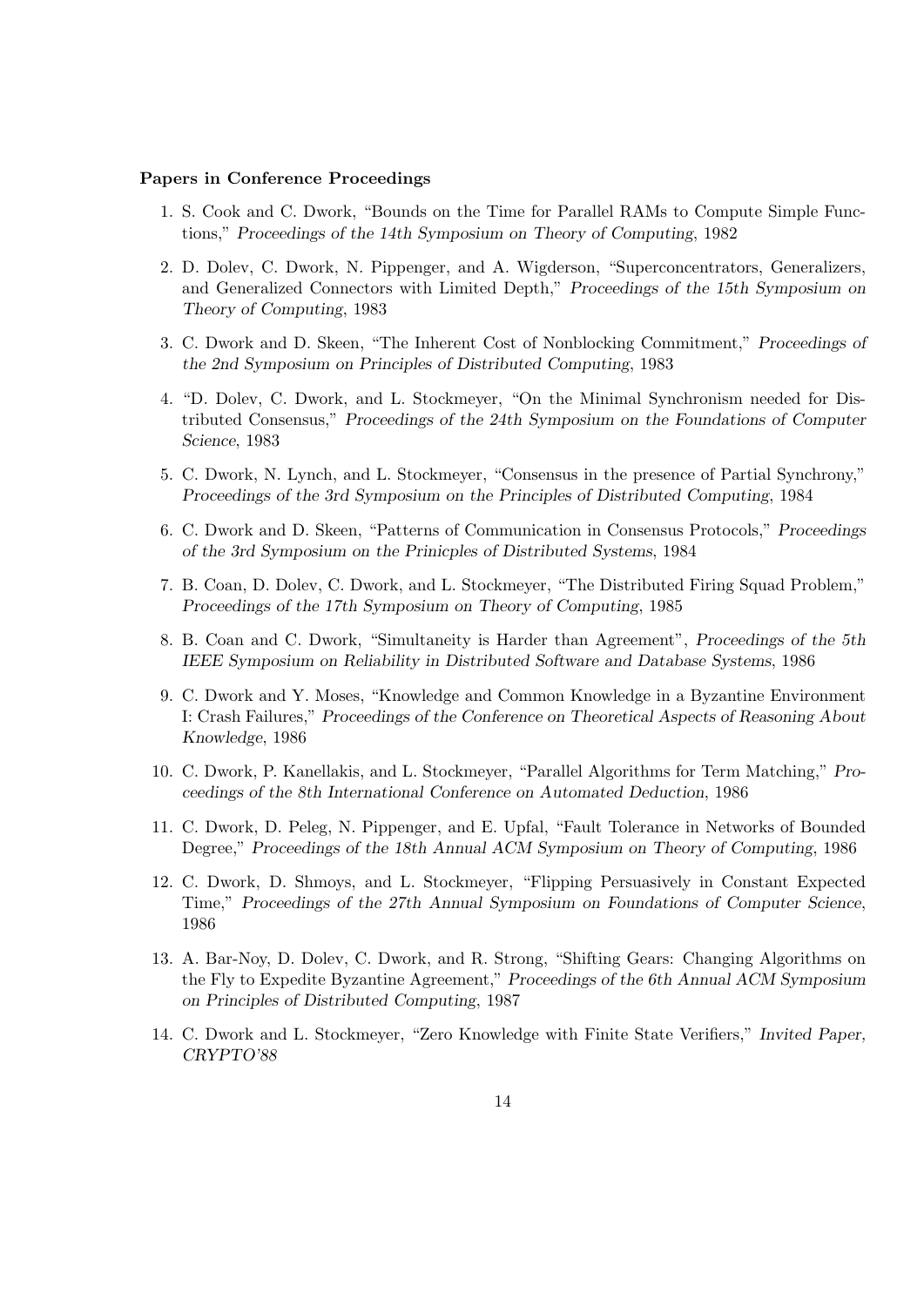**Papers in Conference Proceedings**

1. S. Cook and C. Dwork, "Bounds on the Time for Parallel RAMs to Compute Simple Functions," *Proceedings of the 14th Symposium on Theory of Computing*, 1982
2. D. Dolev, C. Dwork, N. Pippenger, and A. Wigderson, "Superconcentrators, Generalizers, and Generalized Connectors with Limited Depth," *Proceedings of the 15th Symposium on Theory of Computing*, 1983
3. C. Dwork and D. Skeen, "The Inherent Cost of Nonblocking Commitment," *Proceedings of the 2nd Symposium on Principles of Distributed Computing*, 1983
4. "D. Dolev, C. Dwork, and L. Stockmeyer, "On the Minimal Synchronism needed for Distributed Consensus," *Proceedings of the 24th Symposium on the Foundations of Computer Science*, 1983
5. C. Dwork, N. Lynch, and L. Stockmeyer, "Consensus in the presence of Partial Synchrony," *Proceedings of the 3rd Symposium on the Principles of Distributed Computing*, 1984
6. C. Dwork and D. Skeen, "Patterns of Communication in Consensus Protocols," *Proceedings of the 3rd Symposium on the Prinicples of Distributed Systems*, 1984
7. B. Coan, D. Dolev, C. Dwork, and L. Stockmeyer, "The Distributed Firing Squad Problem," *Proceedings of the 17th Symposium on Theory of Computing*, 1985
8. B. Coan and C. Dwork, "Simultaneity is Harder than Agreement", *Proceedings of the 5th IEEE Symposium on Reliability in Distributed Software and Database Systems*, 1986
9. C. Dwork and Y. Moses, "Knowledge and Common Knowledge in a Byzantine Environment I: Crash Failures," *Proceedings of the Conference on Theoretical Aspects of Reasoning About Knowledge*, 1986
10. C. Dwork, P. Kanellakis, and L. Stockmeyer, "Parallel Algorithms for Term Matching," *Proceedings of the 8th International Conference on Automated Deduction*, 1986
11. C. Dwork, D. Peleg, N. Pippenger, and E. Upfal, "Fault Tolerance in Networks of Bounded Degree," *Proceedings of the 18th Annual ACM Symposium on Theory of Computing*, 1986
12. C. Dwork, D. Shmoys, and L. Stockmeyer, "Flipping Persuasively in Constant Expected Time," *Proceedings of the 27th Annual Symposium on Foundations of Computer Science*, 1986
13. A. Bar-Noy, D. Dolev, C. Dwork, and R. Strong, "Shifting Gears: Changing Algorithms on the Fly to Expedite Byzantine Agreement," *Proceedings of the 6th Annual ACM Symposium on Principles of Distributed Computing*, 1987
14. C. Dwork and L. Stockmeyer, "Zero Knowledge with Finite State Verifiers," *Invited Paper, CRYPTO'88*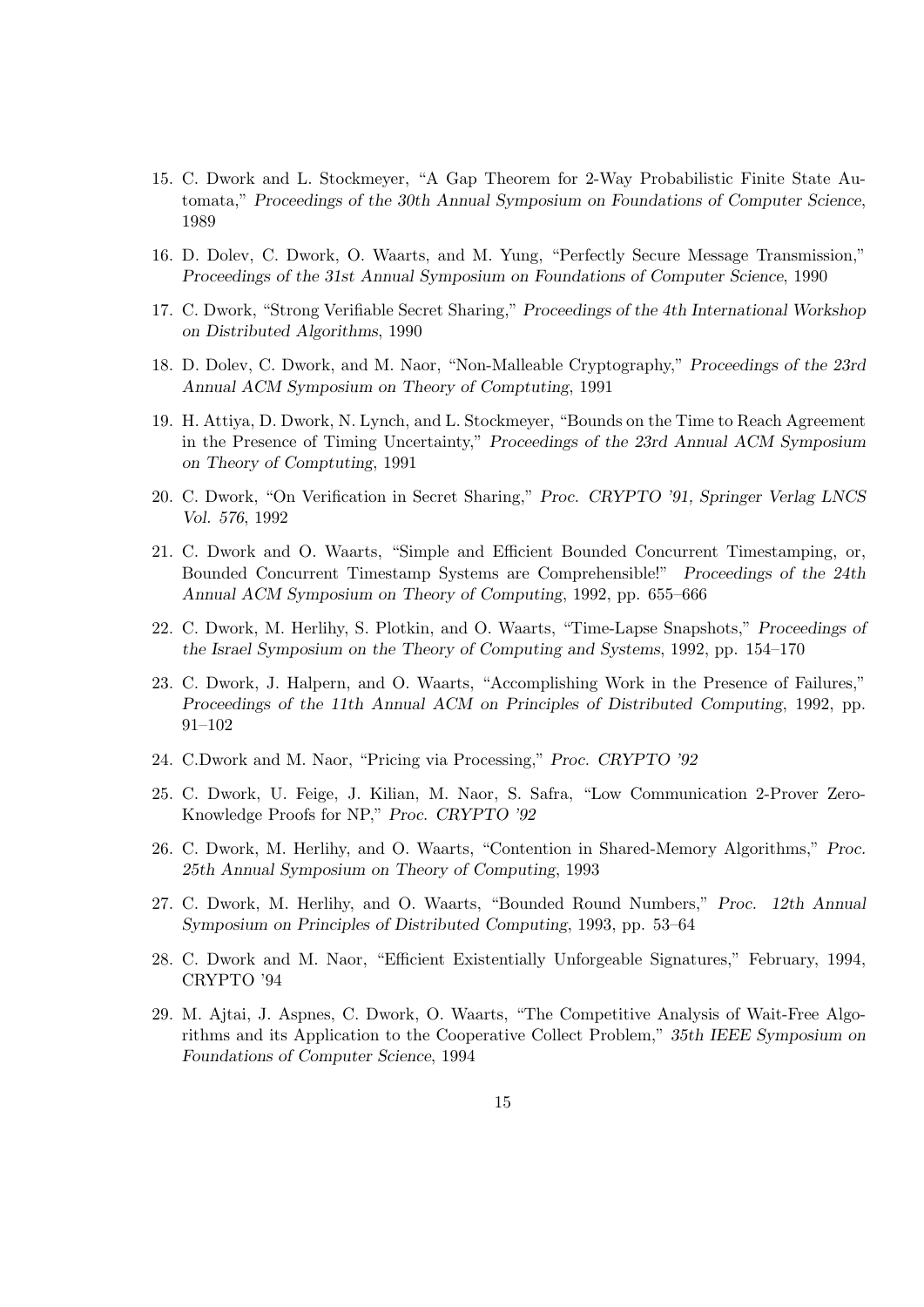15. C. Dwork and L. Stockmeyer, "A Gap Theorem for 2-Way Probabilistic Finite State Automata," *Proceedings of the 30th Annual Symposium on Foundations of Computer Science*, 1989

16. D. Dolev, C. Dwork, O. Waarts, and M. Yung, "Perfectly Secure Message Transmission," *Proceedings of the 31st Annual Symposium on Foundations of Computer Science*, 1990

17. C. Dwork, "Strong Verifiable Secret Sharing," *Proceedings of the 4th International Workshop on Distributed Algorithms*, 1990

18. D. Dolev, C. Dwork, and M. Naor, "Non-Malleable Cryptography," *Proceedings of the 23rd Annual ACM Symposium on Theory of Comptuting*, 1991

19. H. Attiya, D. Dwork, N. Lynch, and L. Stockmeyer, "Bounds on the Time to Reach Agreement in the Presence of Timing Uncertainty," *Proceedings of the 23rd Annual ACM Symposium on Theory of Comptuting*, 1991

20. C. Dwork, "On Verification in Secret Sharing," *Proc. CRYPTO '91, Springer Verlag LNCS Vol. 576*, 1992

21. C. Dwork and O. Waarts, "Simple and Efficient Bounded Concurrent Timestamping, or, Bounded Concurrent Timestamp Systems are Comprehensible!" *Proceedings of the 24th Annual ACM Symposium on Theory of Computing*, 1992, pp. 655–666

22. C. Dwork, M. Herlihy, S. Plotkin, and O. Waarts, "Time-Lapse Snapshots," *Proceedings of the Israel Symposium on the Theory of Computing and Systems*, 1992, pp. 154–170

23. C. Dwork, J. Halpern, and O. Waarts, "Accomplishing Work in the Presence of Failures," *Proceedings of the 11th Annual ACM on Principles of Distributed Computing*, 1992, pp. 91–102

24. C.Dwork and M. Naor, "Pricing via Processing," *Proc. CRYPTO '92*

25. C. Dwork, U. Feige, J. Kilian, M. Naor, S. Safra, "Low Communication 2-Prover Zero-Knowledge Proofs for NP," *Proc. CRYPTO '92*

26. C. Dwork, M. Herlihy, and O. Waarts, "Contention in Shared-Memory Algorithms," *Proc. 25th Annual Symposium on Theory of Computing*, 1993

27. C. Dwork, M. Herlihy, and O. Waarts, "Bounded Round Numbers," *Proc. 12th Annual Symposium on Principles of Distributed Computing*, 1993, pp. 53–64

28. C. Dwork and M. Naor, "Efficient Existentially Unforgeable Signatures," February, 1994, CRYPTO '94

29. M. Ajtai, J. Aspnes, C. Dwork, O. Waarts, "The Competitive Analysis of Wait-Free Algorithms and its Application to the Cooperative Collect Problem," *35th IEEE Symposium on Foundations of Computer Science*, 1994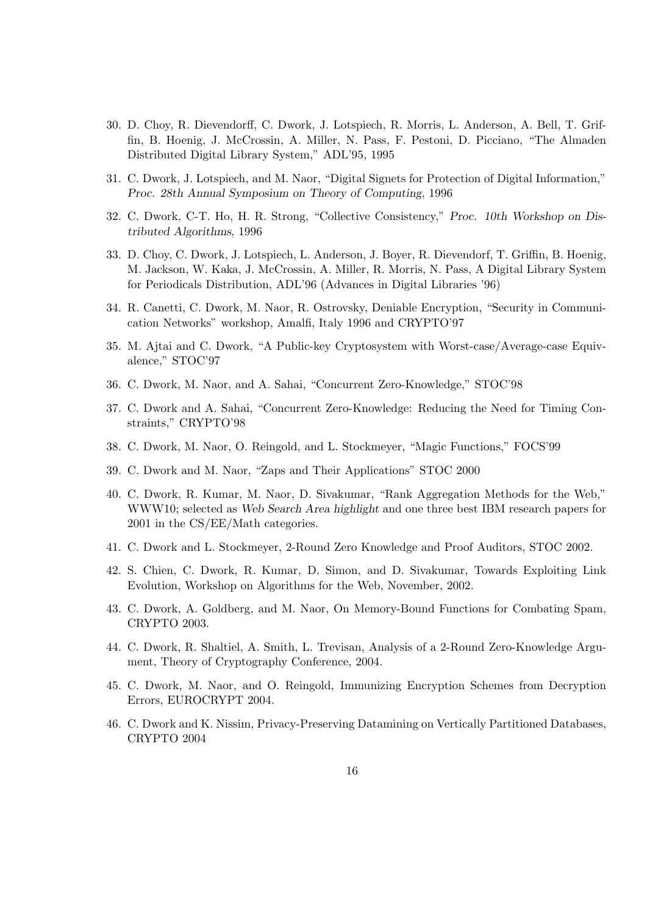30. D. Choy, R. Dievendorff, C. Dwork, J. Lotspiech, R. Morris, L. Anderson, A. Bell, T. Griffin, B. Hoenig, J. McCrossin, A. Miller, N. Pass, F. Pestoni, D. Picciano, "The Almaden Distributed Digital Library System," ADL'95, 1995

31. C. Dwork, J. Lotspiech, and M. Naor, "Digital Signets for Protection of Digital Information," *Proc. 28th Annual Symposium on Theory of Computing*, 1996

32. C. Dwork, C-T. Ho, H. R. Strong, "Collective Consistency," *Proc. 10th Workshop on Distributed Algorithms*, 1996

33. D. Choy, C. Dwork, J. Lotspiech, L. Anderson, J. Boyer, R. Dievendorf, T. Griffin, B. Hoenig, M. Jackson, W. Kaka, J. McCrossin, A. Miller, R. Morris, N. Pass, A Digital Library System for Periodicals Distribution, ADL'96 (Advances in Digital Libraries '96)

34. R. Canetti, C. Dwork, M. Naor, R. Ostrovsky, Deniable Encryption, "Security in Communication Networks" workshop, Amalfi, Italy 1996 and CRYPTO'97

35. M. Ajtai and C. Dwork, "A Public-key Cryptosystem with Worst-case/Average-case Equivalence," STOC'97

36. C. Dwork, M. Naor, and A. Sahai, "Concurrent Zero-Knowledge," STOC'98

37. C. Dwork and A. Sahai, "Concurrent Zero-Knowledge: Reducing the Need for Timing Constraints," CRYPTO'98

38. C. Dwork, M. Naor, O. Reingold, and L. Stockmeyer, "Magic Functions," FOCS'99

39. C. Dwork and M. Naor, "Zaps and Their Applications" STOC 2000

40. C. Dwork, R. Kumar, M. Naor, D. Sivakumar, "Rank Aggregation Methods for the Web," WWW10; selected as *Web Search Area highlight* and one three best IBM research papers for 2001 in the CS/EE/Math categories.

41. C. Dwork and L. Stockmeyer, 2-Round Zero Knowledge and Proof Auditors, STOC 2002.

42. S. Chien, C. Dwork, R. Kumar, D. Simon, and D. Sivakumar, Towards Exploiting Link Evolution, Workshop on Algorithms for the Web, November, 2002.

43. C. Dwork, A. Goldberg, and M. Naor, On Memory-Bound Functions for Combating Spam, CRYPTO 2003.

44. C. Dwork, R. Shaltiel, A. Smith, L. Trevisan, Analysis of a 2-Round Zero-Knowledge Argument, Theory of Cryptography Conference, 2004.

45. C. Dwork, M. Naor, and O. Reingold, Immunizing Encryption Schemes from Decryption Errors, EUROCRYPT 2004.

46. C. Dwork and K. Nissim, Privacy-Preserving Datamining on Vertically Partitioned Databases, CRYPTO 2004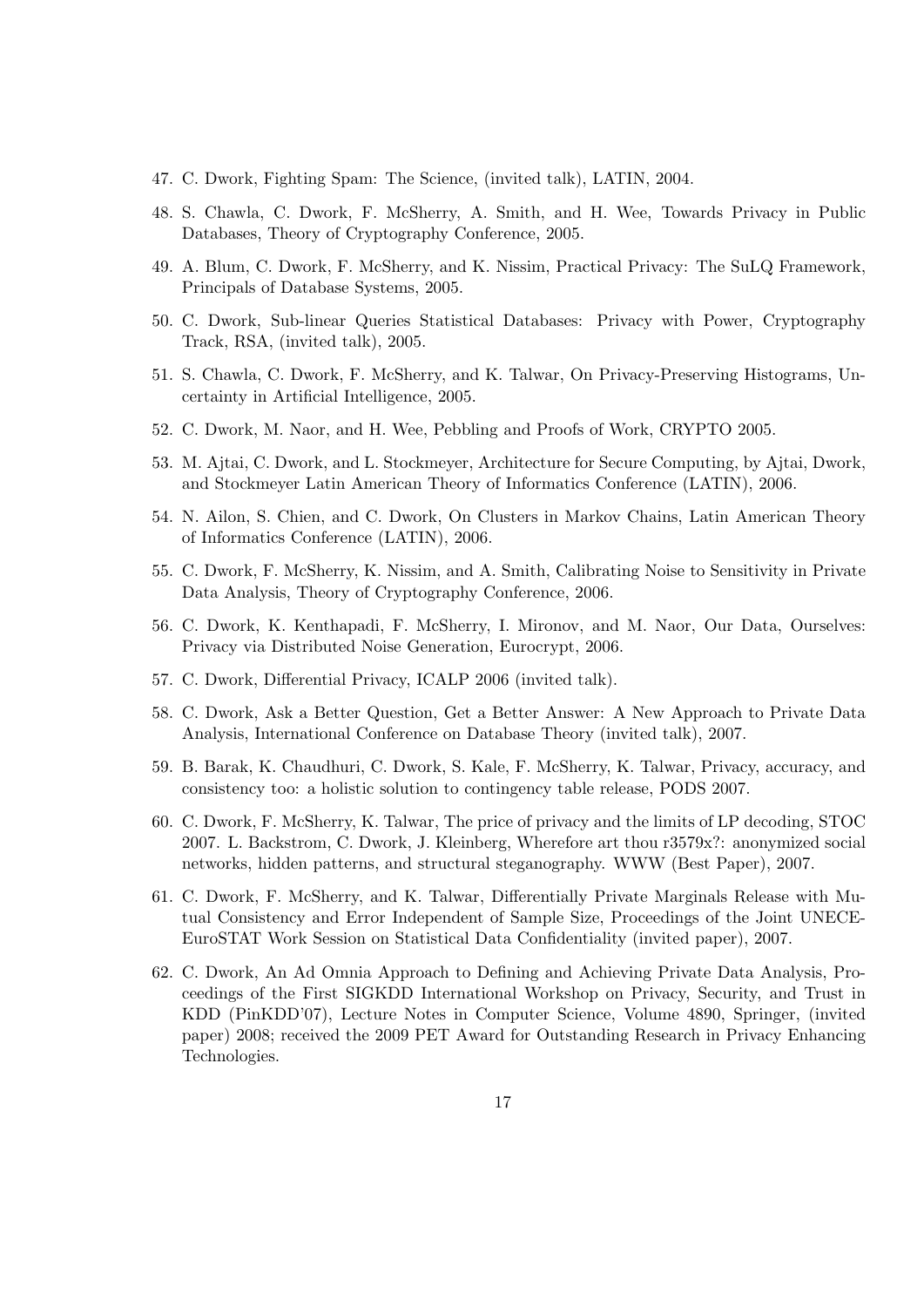47. C. Dwork, Fighting Spam: The Science, (invited talk), LATIN, 2004.

48. S. Chawla, C. Dwork, F. McSherry, A. Smith, and H. Wee, Towards Privacy in Public Databases, Theory of Cryptography Conference, 2005.

49. A. Blum, C. Dwork, F. McSherry, and K. Nissim, Practical Privacy: The SuLQ Framework, Principals of Database Systems, 2005.

50. C. Dwork, Sub-linear Queries Statistical Databases: Privacy with Power, Cryptography Track, RSA, (invited talk), 2005.

51. S. Chawla, C. Dwork, F. McSherry, and K. Talwar, On Privacy-Preserving Histograms, Uncertainty in Artificial Intelligence, 2005.

52. C. Dwork, M. Naor, and H. Wee, Pebbling and Proofs of Work, CRYPTO 2005.

53. M. Ajtai, C. Dwork, and L. Stockmeyer, Architecture for Secure Computing, by Ajtai, Dwork, and Stockmeyer Latin American Theory of Informatics Conference (LATIN), 2006.

54. N. Ailon, S. Chien, and C. Dwork, On Clusters in Markov Chains, Latin American Theory of Informatics Conference (LATIN), 2006.

55. C. Dwork, F. McSherry, K. Nissim, and A. Smith, Calibrating Noise to Sensitivity in Private Data Analysis, Theory of Cryptography Conference, 2006.

56. C. Dwork, K. Kenthapadi, F. McSherry, I. Mironov, and M. Naor, Our Data, Ourselves: Privacy via Distributed Noise Generation, Eurocrypt, 2006.

57. C. Dwork, Differential Privacy, ICALP 2006 (invited talk).

58. C. Dwork, Ask a Better Question, Get a Better Answer: A New Approach to Private Data Analysis, International Conference on Database Theory (invited talk), 2007.

59. B. Barak, K. Chaudhuri, C. Dwork, S. Kale, F. McSherry, K. Talwar, Privacy, accuracy, and consistency too: a holistic solution to contingency table release, PODS 2007.

60. C. Dwork, F. McSherry, K. Talwar, The price of privacy and the limits of LP decoding, STOC 2007. L. Backstrom, C. Dwork, J. Kleinberg, Wherefore art thou r3579x?: anonymized social networks, hidden patterns, and structural steganography. WWW (Best Paper), 2007.

61. C. Dwork, F. McSherry, and K. Talwar, Differentially Private Marginals Release with Mutual Consistency and Error Independent of Sample Size, Proceedings of the Joint UNECE-EuroSTAT Work Session on Statistical Data Confidentiality (invited paper), 2007.

62. C. Dwork, An Ad Omnia Approach to Defining and Achieving Private Data Analysis, Proceedings of the First SIGKDD International Workshop on Privacy, Security, and Trust in KDD (PinKDD'07), Lecture Notes in Computer Science, Volume 4890, Springer, (invited paper) 2008; received the 2009 PET Award for Outstanding Research in Privacy Enhancing Technologies.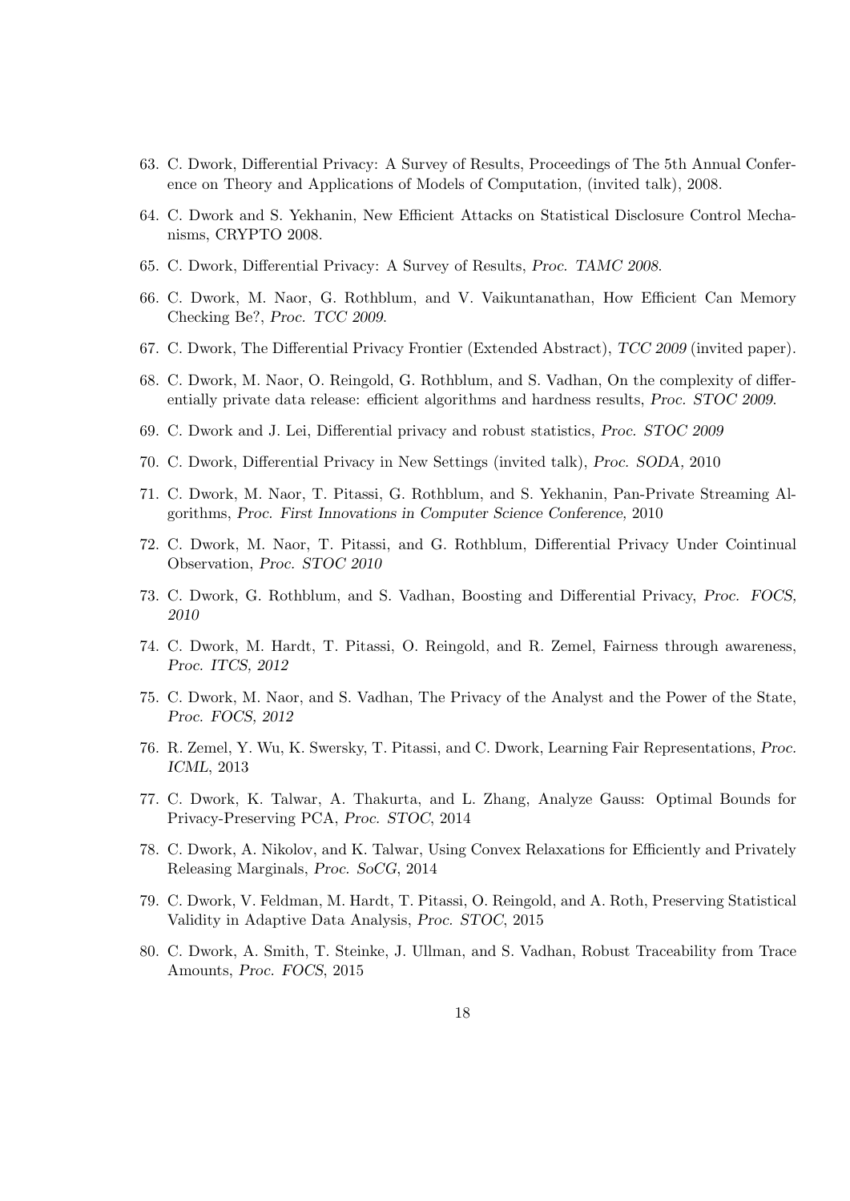63. C. Dwork, Differential Privacy: A Survey of Results, Proceedings of The 5th Annual Conference on Theory and Applications of Models of Computation, (invited talk), 2008.

64. C. Dwork and S. Yekhanin, New Efficient Attacks on Statistical Disclosure Control Mechanisms, CRYPTO 2008.

65. C. Dwork, Differential Privacy: A Survey of Results, *Proc. TAMC 2008*.

66. C. Dwork, M. Naor, G. Rothblum, and V. Vaikuntanathan, How Efficient Can Memory Checking Be?, *Proc. TCC 2009*.

67. C. Dwork, The Differential Privacy Frontier (Extended Abstract), *TCC 2009* (invited paper).

68. C. Dwork, M. Naor, O. Reingold, G. Rothblum, and S. Vadhan, On the complexity of differentially private data release: efficient algorithms and hardness results, *Proc. STOC 2009*.

69. C. Dwork and J. Lei, Differential privacy and robust statistics, *Proc. STOC 2009*

70. C. Dwork, Differential Privacy in New Settings (invited talk), *Proc. SODA*, 2010

71. C. Dwork, M. Naor, T. Pitassi, G. Rothblum, and S. Yekhanin, Pan-Private Streaming Algorithms, *Proc. First Innovations in Computer Science Conference*, 2010

72. C. Dwork, M. Naor, T. Pitassi, and G. Rothblum, Differential Privacy Under Cointinual Observation, *Proc. STOC 2010*

73. C. Dwork, G. Rothblum, and S. Vadhan, Boosting and Differential Privacy, *Proc. FOCS, 2010*

74. C. Dwork, M. Hardt, T. Pitassi, O. Reingold, and R. Zemel, Fairness through awareness, *Proc. ITCS, 2012*

75. C. Dwork, M. Naor, and S. Vadhan, The Privacy of the Analyst and the Power of the State, *Proc. FOCS, 2012*

76. R. Zemel, Y. Wu, K. Swersky, T. Pitassi, and C. Dwork, Learning Fair Representations, *Proc. ICML*, 2013

77. C. Dwork, K. Talwar, A. Thakurta, and L. Zhang, Analyze Gauss: Optimal Bounds for Privacy-Preserving PCA, *Proc. STOC*, 2014

78. C. Dwork, A. Nikolov, and K. Talwar, Using Convex Relaxations for Efficiently and Privately Releasing Marginals, *Proc. SoCG*, 2014

79. C. Dwork, V. Feldman, M. Hardt, T. Pitassi, O. Reingold, and A. Roth, Preserving Statistical Validity in Adaptive Data Analysis, *Proc. STOC*, 2015

80. C. Dwork, A. Smith, T. Steinke, J. Ullman, and S. Vadhan, Robust Traceability from Trace Amounts, *Proc. FOCS*, 2015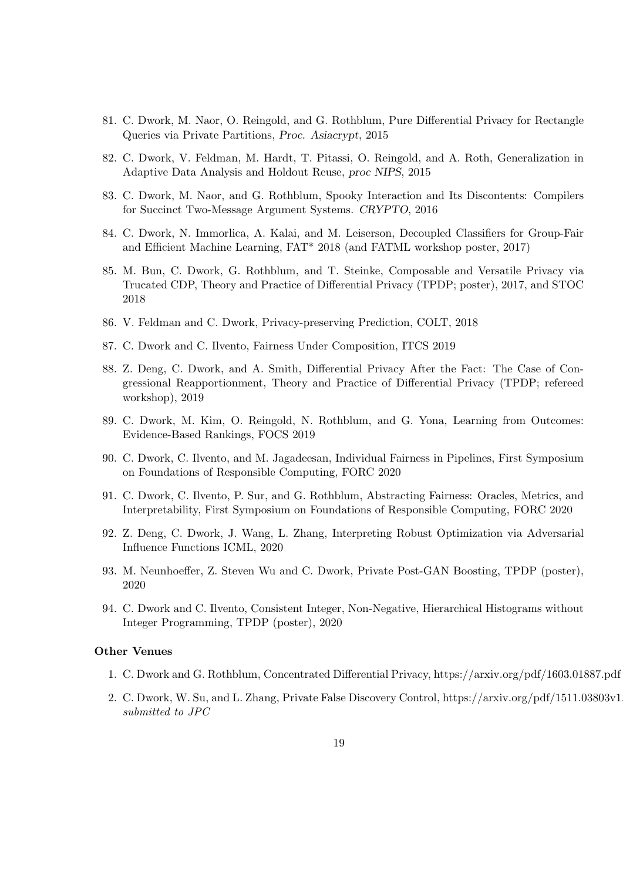81. C. Dwork, M. Naor, O. Reingold, and G. Rothblum, Pure Differential Privacy for Rectangle Queries via Private Partitions, *Proc. Asiacrypt*, 2015

82. C. Dwork, V. Feldman, M. Hardt, T. Pitassi, O. Reingold, and A. Roth, Generalization in Adaptive Data Analysis and Holdout Reuse, *proc NIPS*, 2015

83. C. Dwork, M. Naor, and G. Rothblum, Spooky Interaction and Its Discontents: Compilers for Succinct Two-Message Argument Systems. *CRYPTO*, 2016

84. C. Dwork, N. Immorlica, A. Kalai, and M. Leiserson, Decoupled Classifiers for Group-Fair and Efficient Machine Learning, FAT* 2018 (and FATML workshop poster, 2017)

85. M. Bun, C. Dwork, G. Rothblum, and T. Steinke, Composable and Versatile Privacy via Trucated CDP, Theory and Practice of Differential Privacy (TPDP; poster), 2017, and STOC 2018

86. V. Feldman and C. Dwork, Privacy-preserving Prediction, COLT, 2018

87. C. Dwork and C. Ilvento, Fairness Under Composition, ITCS 2019

88. Z. Deng, C. Dwork, and A. Smith, Differential Privacy After the Fact: The Case of Congressional Reapportionment, Theory and Practice of Differential Privacy (TPDP; refereed workshop), 2019

89. C. Dwork, M. Kim, O. Reingold, N. Rothblum, and G. Yona, Learning from Outcomes: Evidence-Based Rankings, FOCS 2019

90. C. Dwork, C. Ilvento, and M. Jagadeesan, Individual Fairness in Pipelines, First Symposium on Foundations of Responsible Computing, FORC 2020

91. C. Dwork, C. Ilvento, P. Sur, and G. Rothblum, Abstracting Fairness: Oracles, Metrics, and Interpretability, First Symposium on Foundations of Responsible Computing, FORC 2020

92. Z. Deng, C. Dwork, J. Wang, L. Zhang, Interpreting Robust Optimization via Adversarial Influence Functions ICML, 2020

93. M. Neunhoeffer, Z. Steven Wu and C. Dwork, Private Post-GAN Boosting, TPDP (poster), 2020

94. C. Dwork and C. Ilvento, Consistent Integer, Non-Negative, Hierarchical Histograms without Integer Programming, TPDP (poster), 2020

**Other Venues**

1. C. Dwork and G. Rothblum, Concentrated Differential Privacy, https://arxiv.org/pdf/1603.01887.pdf

2. C. Dwork, W. Su, and L. Zhang, Private False Discovery Control, https://arxiv.org/pdf/1511.03803v1 *submitted to JPC*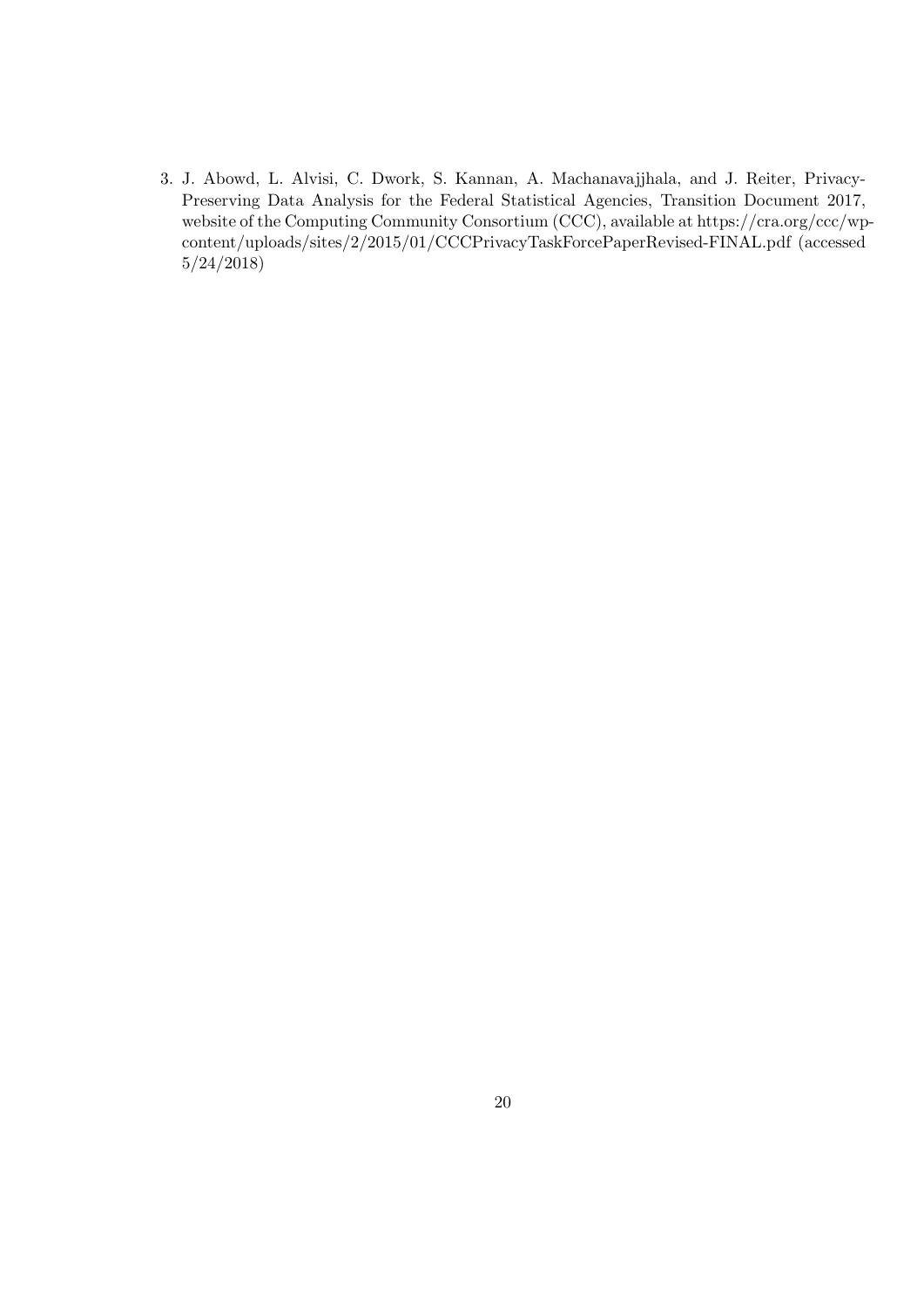3. J. Abowd, L. Alvisi, C. Dwork, S. Kannan, A. Machanavajjhala, and J. Reiter, Privacy-Preserving Data Analysis for the Federal Statistical Agencies, Transition Document 2017, website of the Computing Community Consortium (CCC), available at https://cra.org/ccc/wp-content/uploads/sites/2/2015/01/CCCPrivacyTaskForcePaperRevised-FINAL.pdf (accessed 5/24/2018)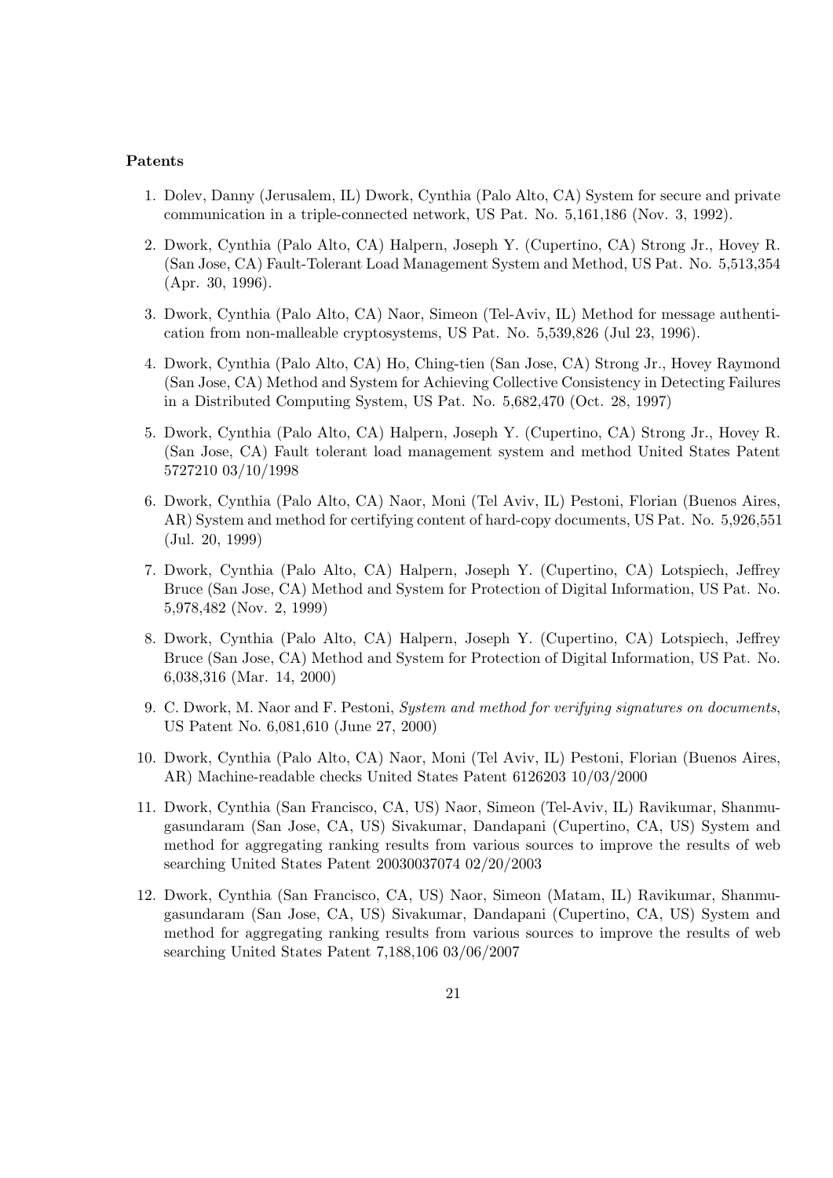**Patents**

1. Dolev, Danny (Jerusalem, IL) Dwork, Cynthia (Palo Alto, CA) System for secure and private communication in a triple-connected network, US Pat. No. 5,161,186 (Nov. 3, 1992).

2. Dwork, Cynthia (Palo Alto, CA) Halpern, Joseph Y. (Cupertino, CA) Strong Jr., Hovey R. (San Jose, CA) Fault-Tolerant Load Management System and Method, US Pat. No. 5,513,354 (Apr. 30, 1996).

3. Dwork, Cynthia (Palo Alto, CA) Naor, Simeon (Tel-Aviv, IL) Method for message authentication from non-malleable cryptosystems, US Pat. No. 5,539,826 (Jul 23, 1996).

4. Dwork, Cynthia (Palo Alto, CA) Ho, Ching-tien (San Jose, CA) Strong Jr., Hovey Raymond (San Jose, CA) Method and System for Achieving Collective Consistency in Detecting Failures in a Distributed Computing System, US Pat. No. 5,682,470 (Oct. 28, 1997)

5. Dwork, Cynthia (Palo Alto, CA) Halpern, Joseph Y. (Cupertino, CA) Strong Jr., Hovey R. (San Jose, CA) Fault tolerant load management system and method United States Patent 5727210 03/10/1998

6. Dwork, Cynthia (Palo Alto, CA) Naor, Moni (Tel Aviv, IL) Pestoni, Florian (Buenos Aires, AR) System and method for certifying content of hard-copy documents, US Pat. No. 5,926,551 (Jul. 20, 1999)

7. Dwork, Cynthia (Palo Alto, CA) Halpern, Joseph Y. (Cupertino, CA) Lotspiech, Jeffrey Bruce (San Jose, CA) Method and System for Protection of Digital Information, US Pat. No. 5,978,482 (Nov. 2, 1999)

8. Dwork, Cynthia (Palo Alto, CA) Halpern, Joseph Y. (Cupertino, CA) Lotspiech, Jeffrey Bruce (San Jose, CA) Method and System for Protection of Digital Information, US Pat. No. 6,038,316 (Mar. 14, 2000)

9. C. Dwork, M. Naor and F. Pestoni, *System and method for verifying signatures on documents*, US Patent No. 6,081,610 (June 27, 2000)

10. Dwork, Cynthia (Palo Alto, CA) Naor, Moni (Tel Aviv, IL) Pestoni, Florian (Buenos Aires, AR) Machine-readable checks United States Patent 6126203 10/03/2000

11. Dwork, Cynthia (San Francisco, CA, US) Naor, Simeon (Tel-Aviv, IL) Ravikumar, Shanmugasundaram (San Jose, CA, US) Sivakumar, Dandapani (Cupertino, CA, US) System and method for aggregating ranking results from various sources to improve the results of web searching United States Patent 20030037074 02/20/2003

12. Dwork, Cynthia (San Francisco, CA, US) Naor, Simeon (Matam, IL) Ravikumar, Shanmugasundaram (San Jose, CA, US) Sivakumar, Dandapani (Cupertino, CA, US) System and method for aggregating ranking results from various sources to improve the results of web searching United States Patent 7,188,106 03/06/2007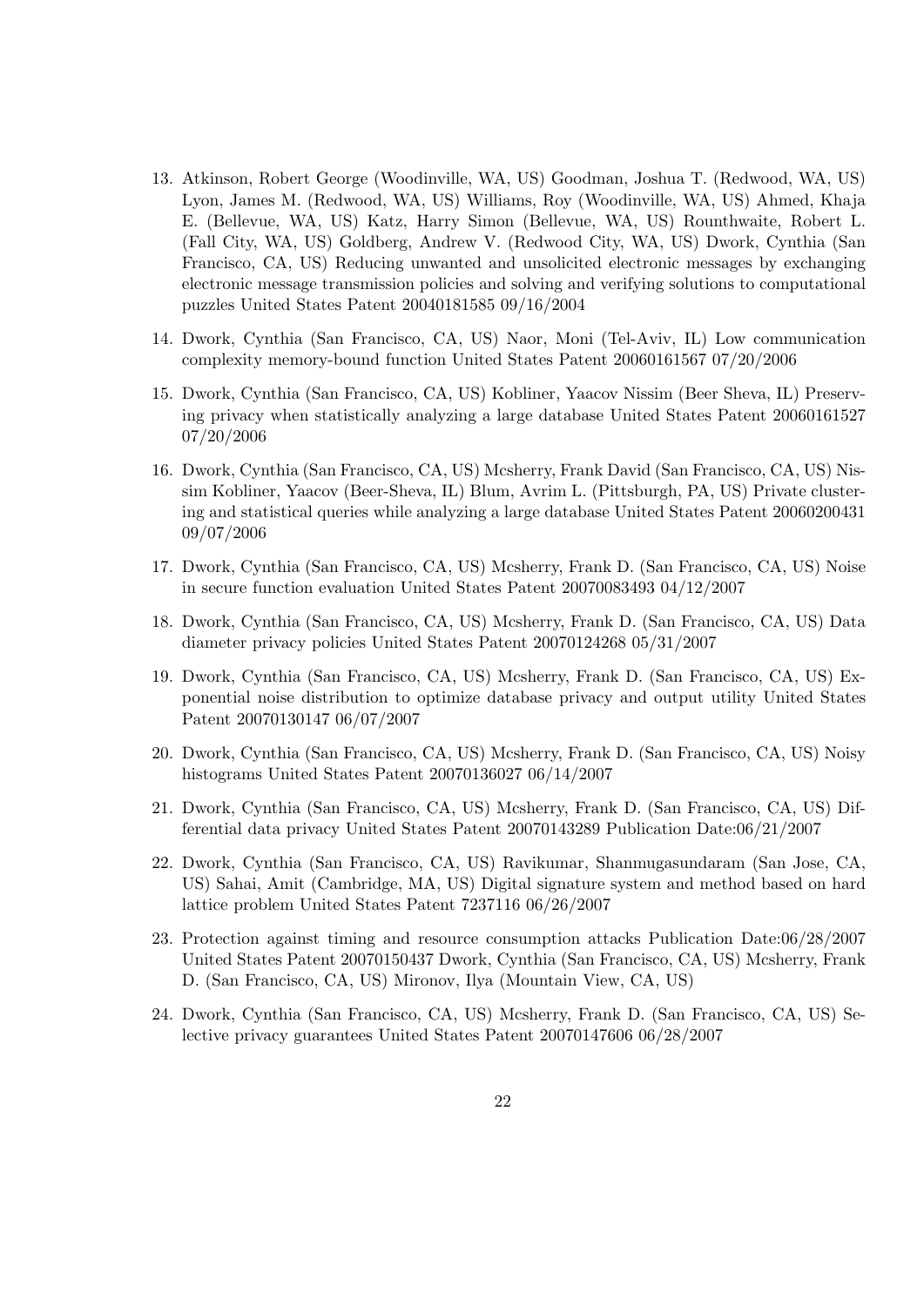13. Atkinson, Robert George (Woodinville, WA, US) Goodman, Joshua T. (Redwood, WA, US) Lyon, James M. (Redwood, WA, US) Williams, Roy (Woodinville, WA, US) Ahmed, Khaja E. (Bellevue, WA, US) Katz, Harry Simon (Bellevue, WA, US) Rounthwaite, Robert L. (Fall City, WA, US) Goldberg, Andrew V. (Redwood City, WA, US) Dwork, Cynthia (San Francisco, CA, US) Reducing unwanted and unsolicited electronic messages by exchanging electronic message transmission policies and solving and verifying solutions to computational puzzles United States Patent 20040181585 09/16/2004

14. Dwork, Cynthia (San Francisco, CA, US) Naor, Moni (Tel-Aviv, IL) Low communication complexity memory-bound function United States Patent 20060161567 07/20/2006

15. Dwork, Cynthia (San Francisco, CA, US) Kobliner, Yaacov Nissim (Beer Sheva, IL) Preserving privacy when statistically analyzing a large database United States Patent 20060161527 07/20/2006

16. Dwork, Cynthia (San Francisco, CA, US) Mcsherry, Frank David (San Francisco, CA, US) Nissim Kobliner, Yaacov (Beer-Sheva, IL) Blum, Avrim L. (Pittsburgh, PA, US) Private clustering and statistical queries while analyzing a large database United States Patent 20060200431 09/07/2006

17. Dwork, Cynthia (San Francisco, CA, US) Mcsherry, Frank D. (San Francisco, CA, US) Noise in secure function evaluation United States Patent 20070083493 04/12/2007

18. Dwork, Cynthia (San Francisco, CA, US) Mcsherry, Frank D. (San Francisco, CA, US) Data diameter privacy policies United States Patent 20070124268 05/31/2007

19. Dwork, Cynthia (San Francisco, CA, US) Mcsherry, Frank D. (San Francisco, CA, US) Exponential noise distribution to optimize database privacy and output utility United States Patent 20070130147 06/07/2007

20. Dwork, Cynthia (San Francisco, CA, US) Mcsherry, Frank D. (San Francisco, CA, US) Noisy histograms United States Patent 20070136027 06/14/2007

21. Dwork, Cynthia (San Francisco, CA, US) Mcsherry, Frank D. (San Francisco, CA, US) Differential data privacy United States Patent 20070143289 Publication Date:06/21/2007

22. Dwork, Cynthia (San Francisco, CA, US) Ravikumar, Shanmugasundaram (San Jose, CA, US) Sahai, Amit (Cambridge, MA, US) Digital signature system and method based on hard lattice problem United States Patent 7237116 06/26/2007

23. Protection against timing and resource consumption attacks Publication Date:06/28/2007 United States Patent 20070150437 Dwork, Cynthia (San Francisco, CA, US) Mcsherry, Frank D. (San Francisco, CA, US) Mironov, Ilya (Mountain View, CA, US)

24. Dwork, Cynthia (San Francisco, CA, US) Mcsherry, Frank D. (San Francisco, CA, US) Selective privacy guarantees United States Patent 20070147606 06/28/2007